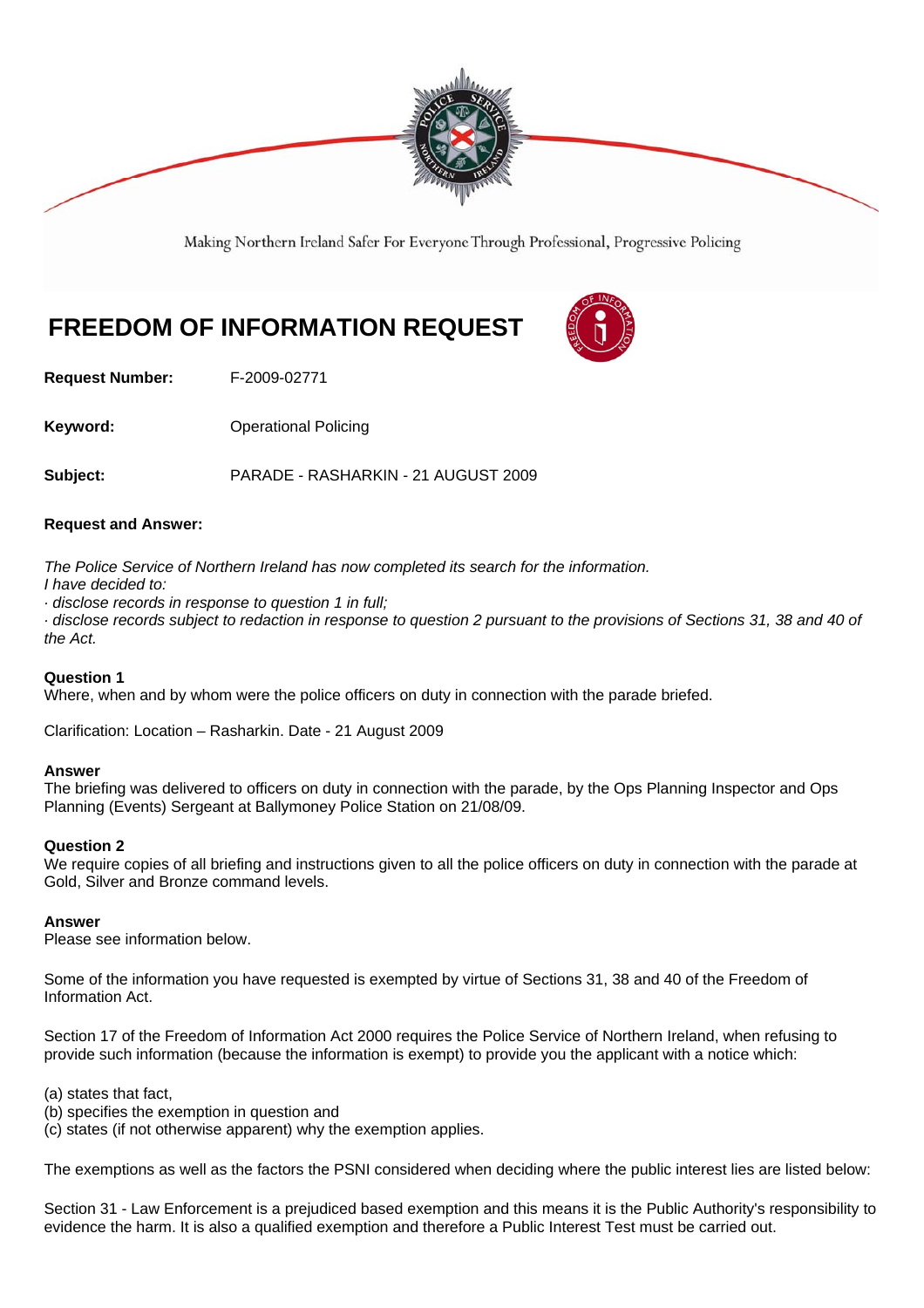Making Northern Ireland Safer For Everyone Through Professional, Progressive Policing

# FREEDOM OF INFORMATION REQUEST

**Request Number:** F-2009-02771

**Keyword:** Operational Policing

**Subject:** PARADE - RASHARKIN - 21 AUGUST 2009

**Request and Answer:**

*The Police Service of Northern Ireland has now completed its search for the information.*
*I have decided to:*
*· disclose records in response to question 1 in full;*
*· disclose records subject to redaction in response to question 2 pursuant to the provisions of Sections 31, 38 and 40 of the Act.*

**Question 1**
Where, when and by whom were the police officers on duty in connection with the parade briefed.

Clarification: Location – Rasharkin. Date - 21 August 2009

**Answer**
The briefing was delivered to officers on duty in connection with the parade, by the Ops Planning Inspector and Ops Planning (Events) Sergeant at Ballymoney Police Station on 21/08/09.

**Question 2**
We require copies of all briefing and instructions given to all the police officers on duty in connection with the parade at Gold, Silver and Bronze command levels.

**Answer**
Please see information below.

Some of the information you have requested is exempted by virtue of Sections 31, 38 and 40 of the Freedom of Information Act.

Section 17 of the Freedom of Information Act 2000 requires the Police Service of Northern Ireland, when refusing to provide such information (because the information is exempt) to provide you the applicant with a notice which:

(a) states that fact,
(b) specifies the exemption in question and
(c) states (if not otherwise apparent) why the exemption applies.

The exemptions as well as the factors the PSNI considered when deciding where the public interest lies are listed below:

Section 31 - Law Enforcement is a prejudiced based exemption and this means it is the Public Authority's responsibility to evidence the harm. It is also a qualified exemption and therefore a Public Interest Test must be carried out.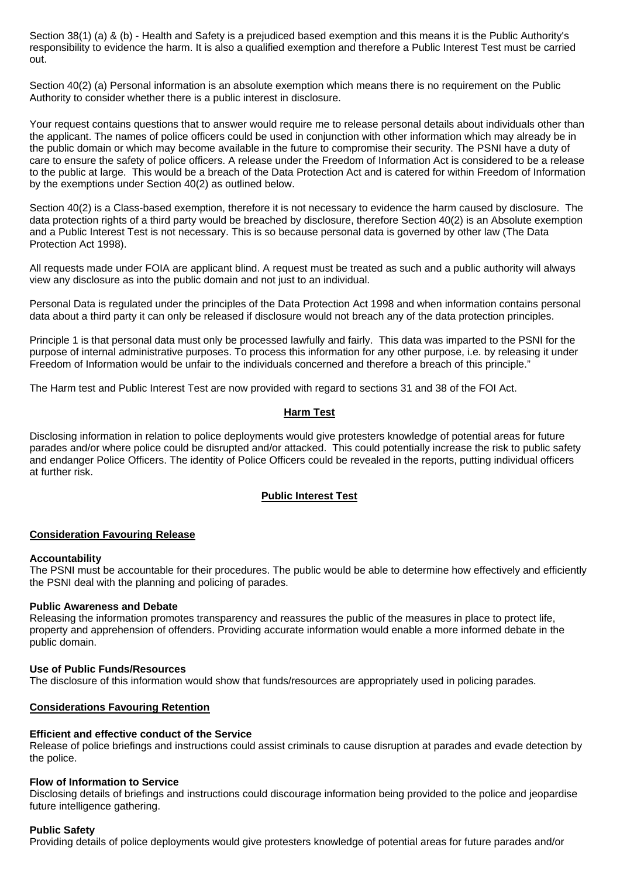Section 38(1) (a) & (b) - Health and Safety is a prejudiced based exemption and this means it is the Public Authority's responsibility to evidence the harm. It is also a qualified exemption and therefore a Public Interest Test must be carried out.

Section 40(2) (a) Personal information is an absolute exemption which means there is no requirement on the Public Authority to consider whether there is a public interest in disclosure.

Your request contains questions that to answer would require me to release personal details about individuals other than the applicant. The names of police officers could be used in conjunction with other information which may already be in the public domain or which may become available in the future to compromise their security. The PSNI have a duty of care to ensure the safety of police officers. A release under the Freedom of Information Act is considered to be a release to the public at large. This would be a breach of the Data Protection Act and is catered for within Freedom of Information by the exemptions under Section 40(2) as outlined below.

Section 40(2) is a Class-based exemption, therefore it is not necessary to evidence the harm caused by disclosure. The data protection rights of a third party would be breached by disclosure, therefore Section 40(2) is an Absolute exemption and a Public Interest Test is not necessary. This is so because personal data is governed by other law (The Data Protection Act 1998).

All requests made under FOIA are applicant blind. A request must be treated as such and a public authority will always view any disclosure as into the public domain and not just to an individual.

Personal Data is regulated under the principles of the Data Protection Act 1998 and when information contains personal data about a third party it can only be released if disclosure would not breach any of the data protection principles.

Principle 1 is that personal data must only be processed lawfully and fairly. This data was imparted to the PSNI for the purpose of internal administrative purposes. To process this information for any other purpose, i.e. by releasing it under Freedom of Information would be unfair to the individuals concerned and therefore a breach of this principle."

The Harm test and Public Interest Test are now provided with regard to sections 31 and 38 of the FOI Act.

## Harm Test

Disclosing information in relation to police deployments would give protesters knowledge of potential areas for future parades and/or where police could be disrupted and/or attacked. This could potentially increase the risk to public safety and endanger Police Officers. The identity of Police Officers could be revealed in the reports, putting individual officers at further risk.

## Public Interest Test

### Consideration Favouring Release

**Accountability**
The PSNI must be accountable for their procedures. The public would be able to determine how effectively and efficiently the PSNI deal with the planning and policing of parades.

**Public Awareness and Debate**
Releasing the information promotes transparency and reassures the public of the measures in place to protect life, property and apprehension of offenders. Providing accurate information would enable a more informed debate in the public domain.

**Use of Public Funds/Resources**
The disclosure of this information would show that funds/resources are appropriately used in policing parades.

### Considerations Favouring Retention

**Efficient and effective conduct of the Service**
Release of police briefings and instructions could assist criminals to cause disruption at parades and evade detection by the police.

**Flow of Information to Service**
Disclosing details of briefings and instructions could discourage information being provided to the police and jeopardise future intelligence gathering.

**Public Safety**
Providing details of police deployments would give protesters knowledge of potential areas for future parades and/or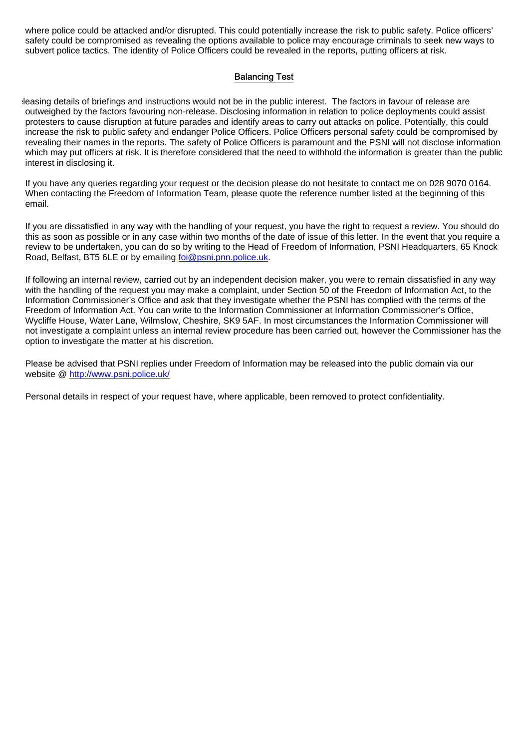where police could be attacked and/or disrupted. This could potentially increase the risk to public safety. Police officers' safety could be compromised as revealing the options available to police may encourage criminals to seek new ways to subvert police tactics. The identity of Police Officers could be revealed in the reports, putting officers at risk.

## Balancing Test

Releasing details of briefings and instructions would not be in the public interest. The factors in favour of release are outweighed by the factors favouring non-release. Disclosing information in relation to police deployments could assist protesters to cause disruption at future parades and identify areas to carry out attacks on police. Potentially, this could increase the risk to public safety and endanger Police Officers. Police Officers personal safety could be compromised by revealing their names in the reports. The safety of Police Officers is paramount and the PSNI will not disclose information which may put officers at risk. It is therefore considered that the need to withhold the information is greater than the public interest in disclosing it.

If you have any queries regarding your request or the decision please do not hesitate to contact me on 028 9070 0164. When contacting the Freedom of Information Team, please quote the reference number listed at the beginning of this email.

If you are dissatisfied in any way with the handling of your request, you have the right to request a review. You should do this as soon as possible or in any case within two months of the date of issue of this letter. In the event that you require a review to be undertaken, you can do so by writing to the Head of Freedom of Information, PSNI Headquarters, 65 Knock Road, Belfast, BT5 6LE or by emailing foi@psni.pnn.police.uk.

If following an internal review, carried out by an independent decision maker, you were to remain dissatisfied in any way with the handling of the request you may make a complaint, under Section 50 of the Freedom of Information Act, to the Information Commissioner's Office and ask that they investigate whether the PSNI has complied with the terms of the Freedom of Information Act. You can write to the Information Commissioner at Information Commissioner's Office, Wycliffe House, Water Lane, Wilmslow, Cheshire, SK9 5AF. In most circumstances the Information Commissioner will not investigate a complaint unless an internal review procedure has been carried out, however the Commissioner has the option to investigate the matter at his discretion.

Please be advised that PSNI replies under Freedom of Information may be released into the public domain via our website @ http://www.psni.police.uk/

Personal details in respect of your request have, where applicable, been removed to protect confidentiality.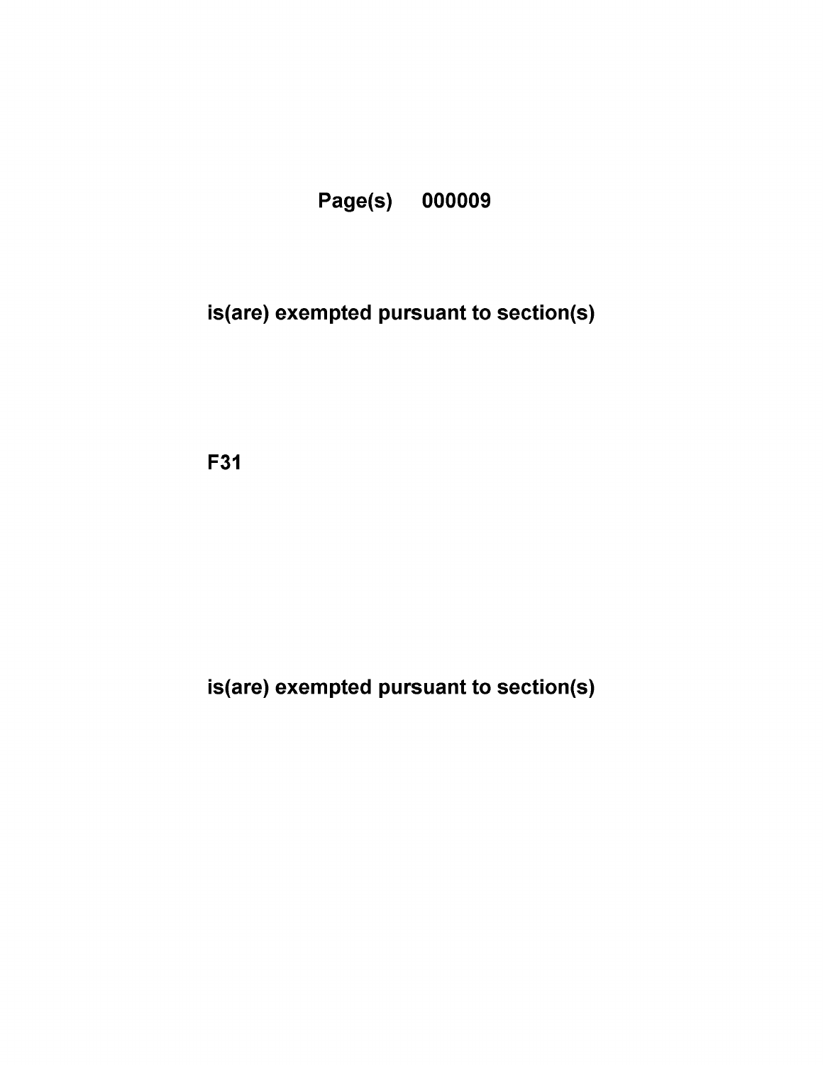Page(s) 000009

is(are) exempted pursuant to section(s)

F31

is(are) exempted pursuant to section(s)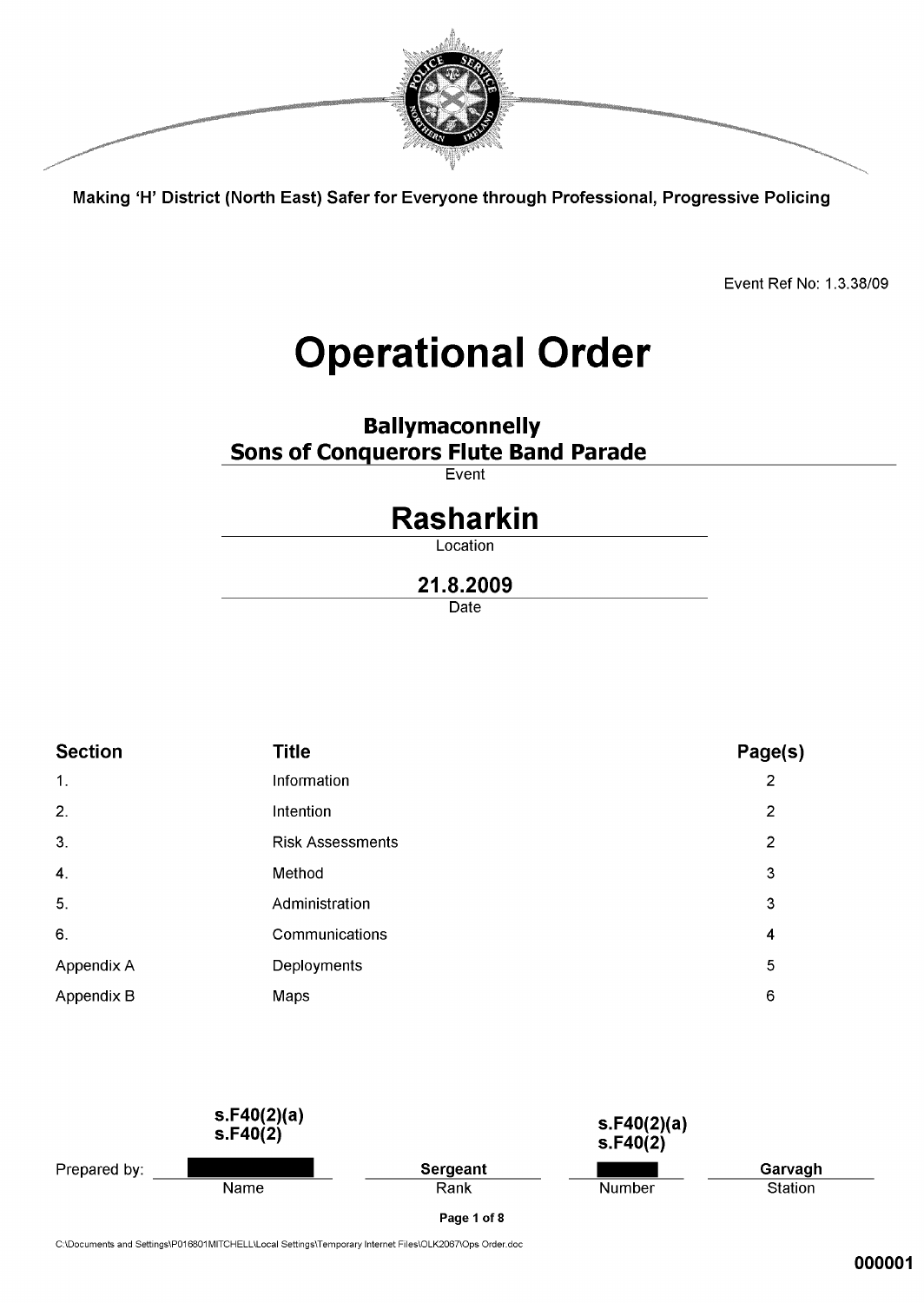Making 'H' District (North East) Safer for Everyone through Professional, Progressive Policing

Event Ref No: 1.3.38/09

# Operational Order

## Ballymaconnelly Sons of Conquerors Flute Band Parade

Event

## Rasharkin

Location

## 21.8.2009

Date

| Section | Title | Page(s) |
|---|---|---|
| 1. | Information | 2 |
| 2. | Intention | 2 |
| 3. | Risk Assessments | 2 |
| 4. | Method | 3 |
| 5. | Administration | 3 |
| 6. | Communications | 4 |
| Appendix A | Deployments | 5 |
| Appendix B | Maps | 6 |

| Prepared by: | s.F40(2)(a) s.F40(2) [redacted] | Sergeant | s.F40(2)(a) s.F40(2) [redacted] | Garvagh |
|---|---|---|---|---|
| | Name | Rank | Number | Station |

C:\Documents and Settings\P016801MITCHELL\Local Settings\Temporary Internet Files\OLK2067\Ops Order.doc

000001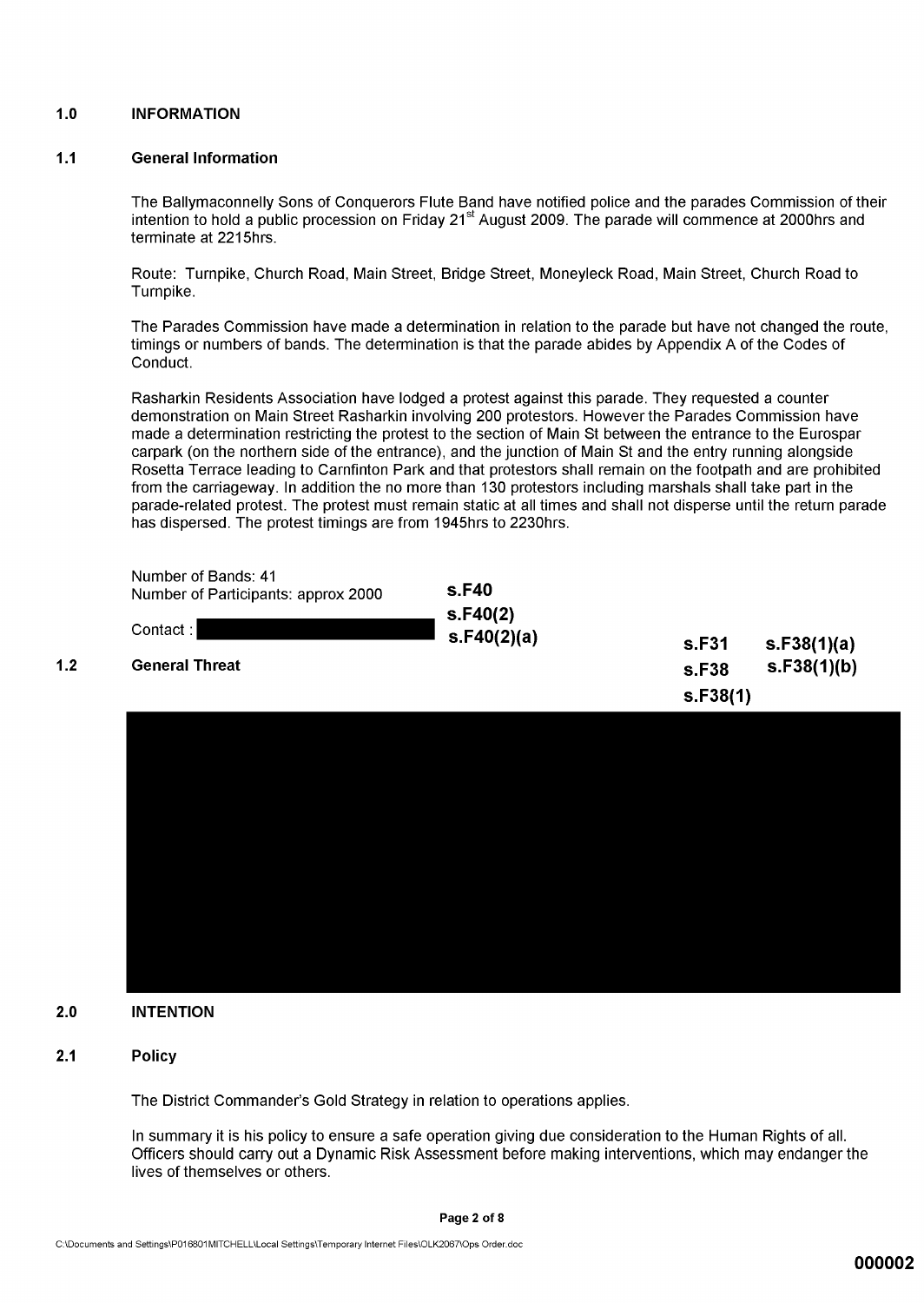## 1.0 INFORMATION

### 1.1 General Information

The Ballymaconnelly Sons of Conquerors Flute Band have notified police and the parades Commission of their intention to hold a public procession on Friday 21st August 2009. The parade will commence at 2000hrs and terminate at 2215hrs.

Route: Turnpike, Church Road, Main Street, Bridge Street, Moneyleck Road, Main Street, Church Road to Turnpike.

The Parades Commission have made a determination in relation to the parade but have not changed the route, timings or numbers of bands. The determination is that the parade abides by Appendix A of the Codes of Conduct.

Rasharkin Residents Association have lodged a protest against this parade. They requested a counter demonstration on Main Street Rasharkin involving 200 protestors. However the Parades Commission have made a determination restricting the protest to the section of Main St between the entrance to the Eurospar carpark (on the northern side of the entrance), and the junction of Main St and the entry running alongside Rosetta Terrace leading to Carnfinton Park and that protestors shall remain on the footpath and are prohibited from the carriageway. In addition the no more than 130 protestors including marshals shall take part in the parade-related protest. The protest must remain static at all times and shall not disperse until the return parade has dispersed. The protest timings are from 1945hrs to 2230hrs.

Number of Bands: 41
Number of Participants: approx 2000
Contact : [REDACTED]

**s.F40**
**s.F40(2)**
**s.F40(2)(a)**

### 1.2 General Threat

**s.F31** **s.F38(1)(a)**
**s.F38** **s.F38(1)(b)**
**s.F38(1)**

[REDACTED]

## 2.0 INTENTION

### 2.1 Policy

The District Commander's Gold Strategy in relation to operations applies.

In summary it is his policy to ensure a safe operation giving due consideration to the Human Rights of all. Officers should carry out a Dynamic Risk Assessment before making interventions, which may endanger the lives of themselves or others.

C:\Documents and Settings\P016801MITCHELL\Local Settings\Temporary Internet Files\OLK2067\Ops Order.doc

000002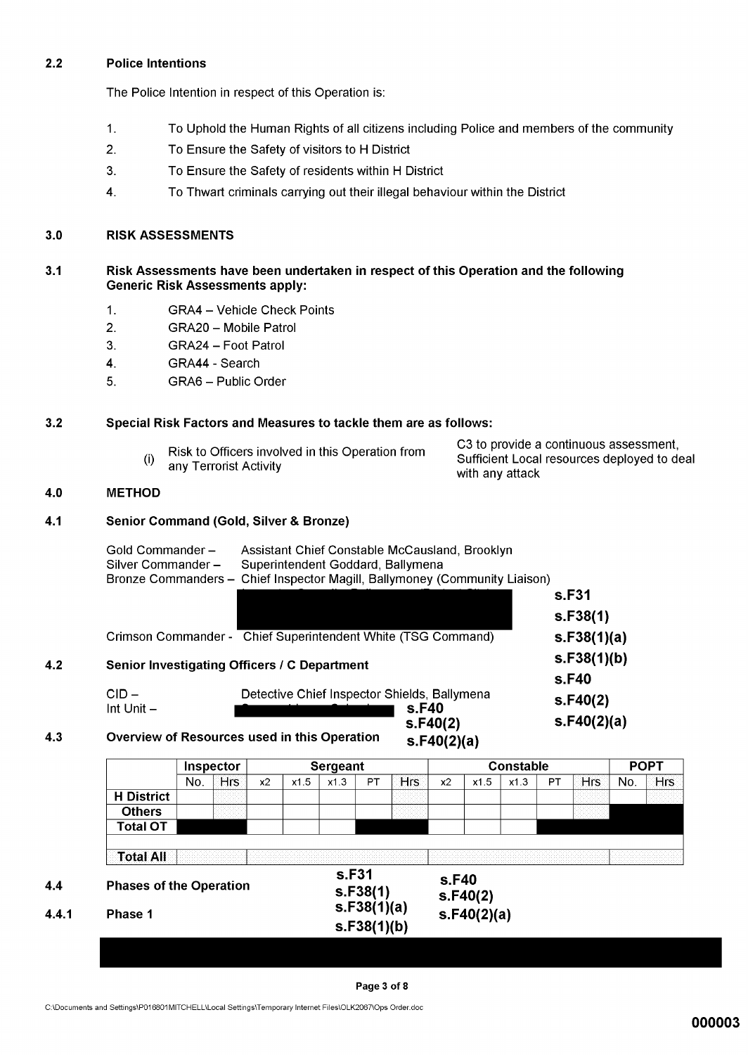### 2.2 Police Intentions

The Police Intention in respect of this Operation is:

1. To Uphold the Human Rights of all citizens including Police and members of the community
2. To Ensure the Safety of visitors to H District
3. To Ensure the Safety of residents within H District
4. To Thwart criminals carrying out their illegal behaviour within the District

## 3.0 RISK ASSESSMENTS

### 3.1 Risk Assessments have been undertaken in respect of this Operation and the following Generic Risk Assessments apply:

1. GRA4 – Vehicle Check Points
2. GRA20 – Mobile Patrol
3. GRA24 – Foot Patrol
4. GRA44 - Search
5. GRA6 – Public Order

### 3.2 Special Risk Factors and Measures to tackle them are as follows:

| | | |
|---|---|---|
| (i) | Risk to Officers involved in this Operation from any Terrorist Activity | C3 to provide a continuous assessment, Sufficient Local resources deployed to deal with any attack |

## 4.0 METHOD

### 4.1 Senior Command (Gold, Silver & Bronze)

Gold Commander – Assistant Chief Constable McCausland, Brooklyn
Silver Commander – Superintendent Goddard, Ballymena
Bronze Commanders – Chief Inspector Magill, Ballymoney (Community Liaison)
[REDACTED]

Crimson Commander - Chief Superintendent White (TSG Command)

**s.F31**
**s.F38(1)**
**s.F38(1)(a)**
**s.F38(1)(b)**
**s.F40**
**s.F40(2)**
**s.F40(2)(a)**

### 4.2 Senior Investigating Officers / C Department

CID – Detective Chief Inspector Shields, Ballymena
Int Unit – [REDACTED] **s.F40 s.F40(2) s.F40(2)(a)**

### 4.3 Overview of Resources used in this Operation

| | Inspector | | Sergeant | | | | | Constable | | | | | POPT | |
|---|---|---|---|---|---|---|---|---|---|---|---|---|---|---|
| | No. | Hrs | x2 | x1.5 | x1.3 | PT | Hrs | x2 | x1.5 | x1.3 | PT | Hrs | No. | Hrs |
| **H District** | | | | | | | | | | | | | | |
| **Others** | | | | | | | | | | | | | | |
| **Total OT** | | | | | | | | | | | | | | |
| | | | | | | | | | | | | | | |
| **Total All** | | | | | | | | | | | | | | |

### 4.4 Phases of the Operation

**s.F31 s.F38(1) s.F38(1)(a) s.F38(1)(b)** **s.F40 s.F40(2) s.F40(2)(a)**

#### 4.4.1 Phase 1

[REDACTED]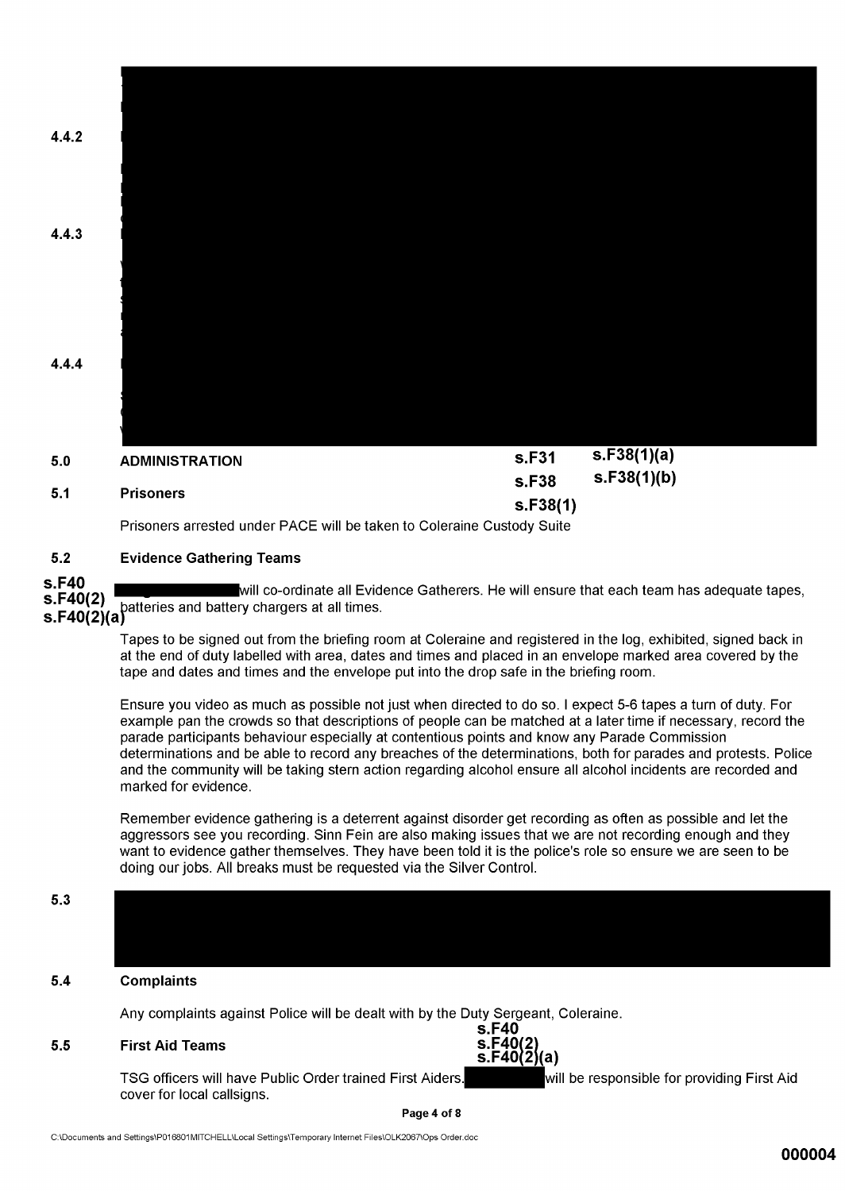4.4.2

4.4.3

4.4.4

## 5.0 ADMINISTRATION

s.F31 s.F38(1)(a)
s.F38 s.F38(1)(b)
s.F38(1)

### 5.1 Prisoners

Prisoners arrested under PACE will be taken to Coleraine Custody Suite

### 5.2 Evidence Gathering Teams

s.F40
s.F40(2)
s.F40(2)(a)

will co-ordinate all Evidence Gatherers. He will ensure that each team has adequate tapes, batteries and battery chargers at all times.

Tapes to be signed out from the briefing room at Coleraine and registered in the log, exhibited, signed back in at the end of duty labelled with area, dates and times and placed in an envelope marked area covered by the tape and dates and times and the envelope put into the drop safe in the briefing room.

Ensure you video as much as possible not just when directed to do so. I expect 5-6 tapes a turn of duty. For example pan the crowds so that descriptions of people can be matched at a later time if necessary, record the parade participants behaviour especially at contentious points and know any Parade Commission determinations and be able to record any breaches of the determinations, both for parades and protests. Police and the community will be taking stern action regarding alcohol ensure all alcohol incidents are recorded and marked for evidence.

Remember evidence gathering is a deterrent against disorder get recording as often as possible and let the aggressors see you recording. Sinn Fein are also making issues that we are not recording enough and they want to evidence gather themselves. They have been told it is the police's role so ensure we are seen to be doing our jobs. All breaks must be requested via the Silver Control.

5.3

### 5.4 Complaints

Any complaints against Police will be dealt with by the Duty Sergeant, Coleraine.

### 5.5 First Aid Teams

s.F40
s.F40(2)
s.F40(2)(a)

TSG officers will have Public Order trained First Aiders. will be responsible for providing First Aid cover for local callsigns.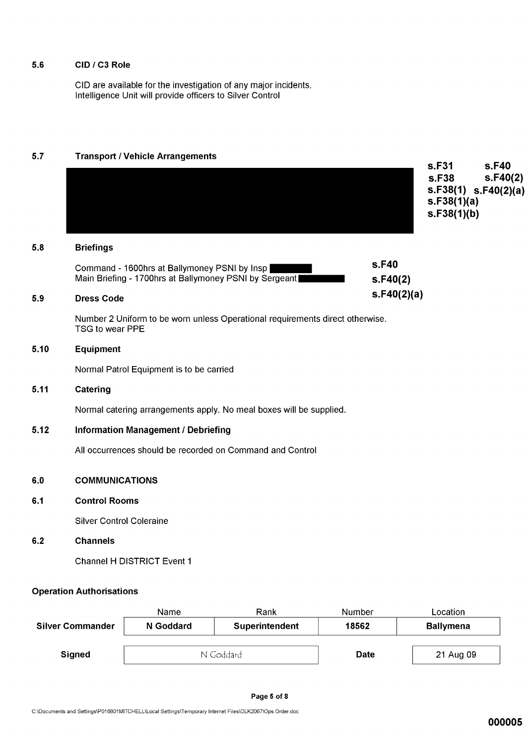### 5.6 CID / C3 Role

CID are available for the investigation of any major incidents.
Intelligence Unit will provide officers to Silver Control

### 5.7 Transport / Vehicle Arrangements

[REDACTED] s.F31 s.F40 s.F38 s.F40(2) s.F38(1) s.F40(2)(a) s.F38(1)(a) s.F38(1)(b)

### 5.8 Briefings

Command - 1600hrs at Ballymoney PSNI by Insp [REDACTED]
Main Briefing - 1700hrs at Ballymoney PSNI by Sergeant [REDACTED]

s.F40 s.F40(2) s.F40(2)(a)

### 5.9 Dress Code

Number 2 Uniform to be worn unless Operational requirements direct otherwise.
TSG to wear PPE

### 5.10 Equipment

Normal Patrol Equipment is to be carried

### 5.11 Catering

Normal catering arrangements apply. No meal boxes will be supplied.

### 5.12 Information Management / Debriefing

All occurrences should be recorded on Command and Control

## 6.0 COMMUNICATIONS

### 6.1 Control Rooms

Silver Control Coleraine

### 6.2 Channels

Channel H DISTRICT Event 1

**Operation Authorisations**

| | Name | Rank | Number | Location |
|---|---|---|---|---|
| **Silver Commander** | **N Goddard** | **Superintendent** | **18562** | **Ballymena** |
| **Signed** | N Goddard | | **Date** | 21 Aug 09 |

C:\Documents and Settings\P016801MITCHELL\Local Settings\Temporary Internet Files\OLK2067\Ops Order.doc

000005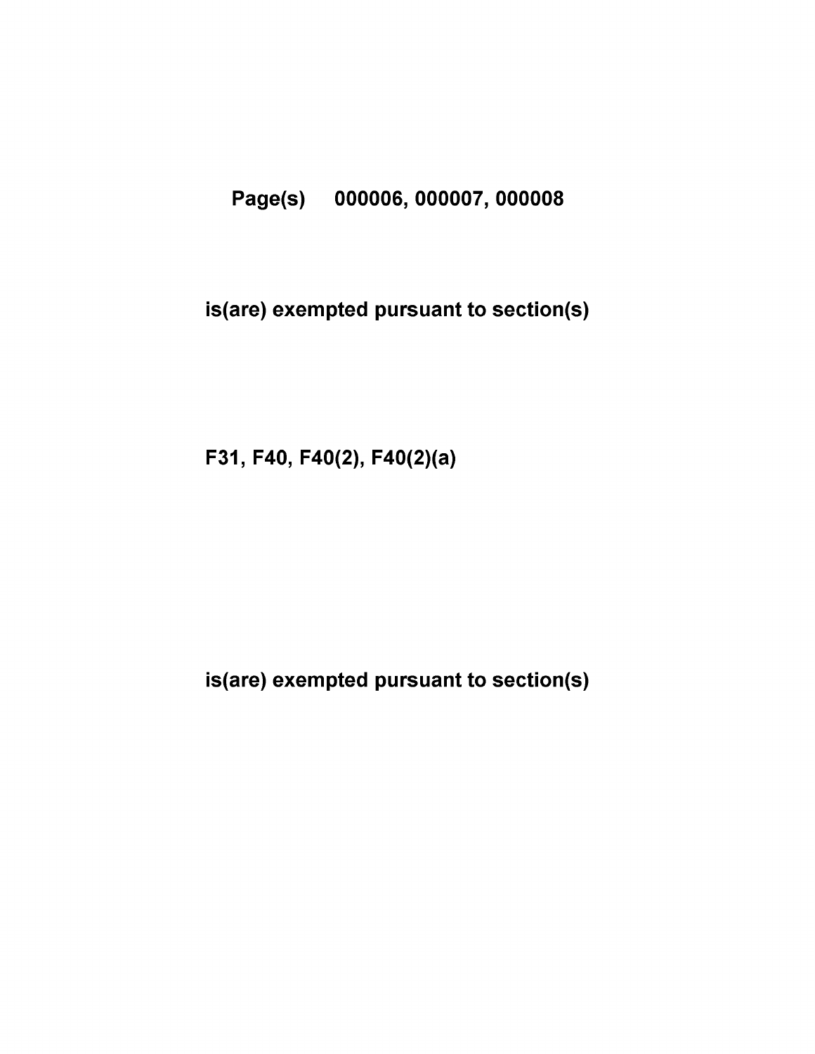**Page(s) 000006, 000007, 000008**

**is(are) exempted pursuant to section(s)**

**F31, F40, F40(2), F40(2)(a)**

**is(are) exempted pursuant to section(s)**